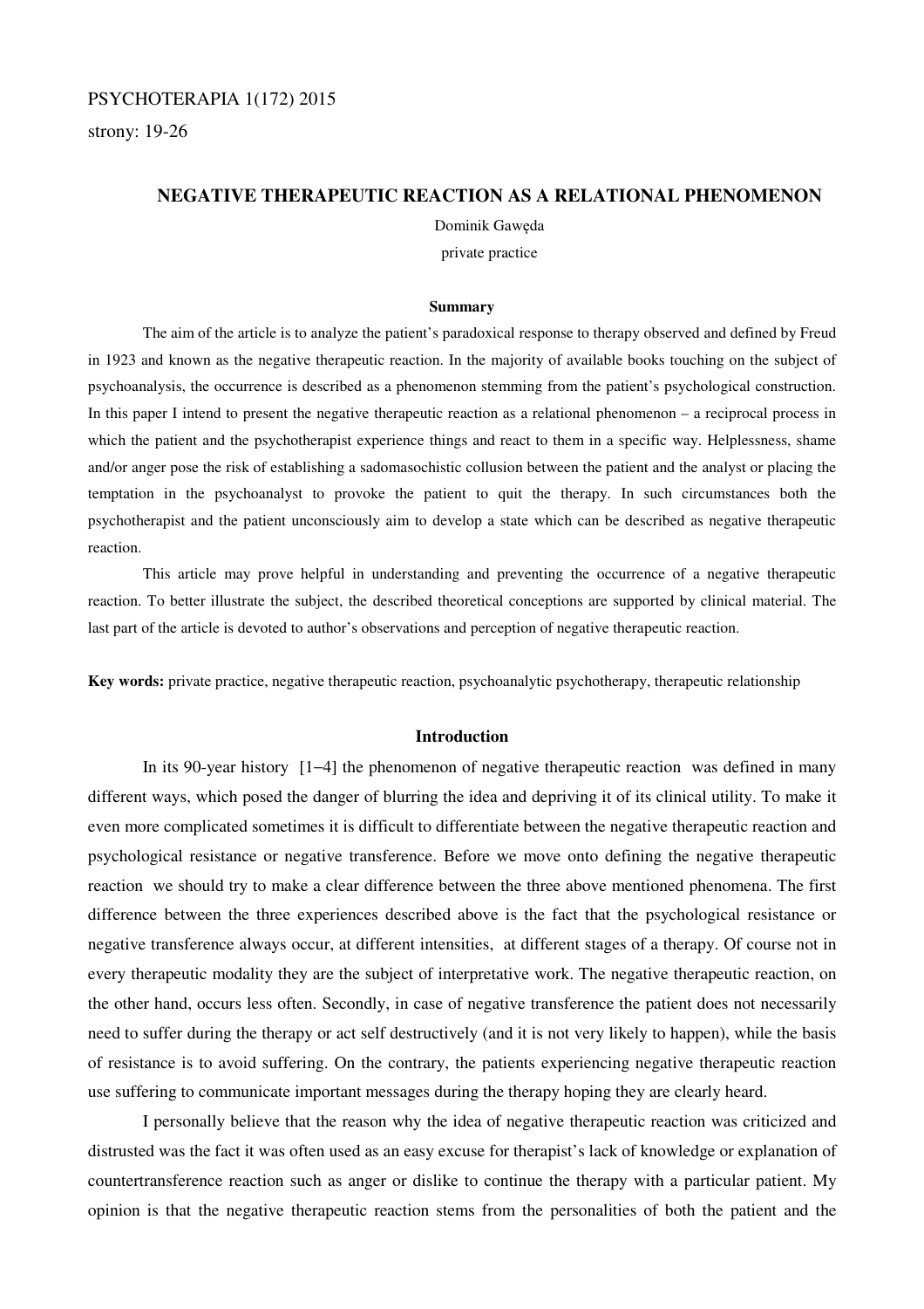PSYCHOTERAPIA 1(172) 2015

strony: 19-26

# NEGATIVE THERAPEUTIC REACTION AS A RELATIONAL PHENOMENON

Dominik Gawęda

private practice

### Summary

The aim of the article is to analyze the patient's paradoxical response to therapy observed and defined by Freud in 1923 and known as the negative therapeutic reaction. In the majority of available books touching on the subject of psychoanalysis, the occurrence is described as a phenomenon stemming from the patient's psychological construction. In this paper I intend to present the negative therapeutic reaction as a relational phenomenon – a reciprocal process in which the patient and the psychotherapist experience things and react to them in a specific way. Helplessness, shame and/or anger pose the risk of establishing a sadomasochistic collusion between the patient and the analyst or placing the temptation in the psychoanalyst to provoke the patient to quit the therapy. In such circumstances both the psychotherapist and the patient unconsciously aim to develop a state which can be described as negative therapeutic reaction.

This article may prove helpful in understanding and preventing the occurrence of a negative therapeutic reaction. To better illustrate the subject, the described theoretical conceptions are supported by clinical material. The last part of the article is devoted to author's observations and perception of negative therapeutic reaction.

**Key words:** private practice, negative therapeutic reaction, psychoanalytic psychotherapy, therapeutic relationship

## Introduction

In its 90-year history [1–4] the phenomenon of negative therapeutic reaction was defined in many different ways, which posed the danger of blurring the idea and depriving it of its clinical utility. To make it even more complicated sometimes it is difficult to differentiate between the negative therapeutic reaction and psychological resistance or negative transference. Before we move onto defining the negative therapeutic reaction we should try to make a clear difference between the three above mentioned phenomena. The first difference between the three experiences described above is the fact that the psychological resistance or negative transference always occur, at different intensities, at different stages of a therapy. Of course not in every therapeutic modality they are the subject of interpretative work. The negative therapeutic reaction, on the other hand, occurs less often. Secondly, in case of negative transference the patient does not necessarily need to suffer during the therapy or act self destructively (and it is not very likely to happen), while the basis of resistance is to avoid suffering. On the contrary, the patients experiencing negative therapeutic reaction use suffering to communicate important messages during the therapy hoping they are clearly heard.

I personally believe that the reason why the idea of negative therapeutic reaction was criticized and distrusted was the fact it was often used as an easy excuse for therapist's lack of knowledge or explanation of countertransference reaction such as anger or dislike to continue the therapy with a particular patient. My opinion is that the negative therapeutic reaction stems from the personalities of both the patient and the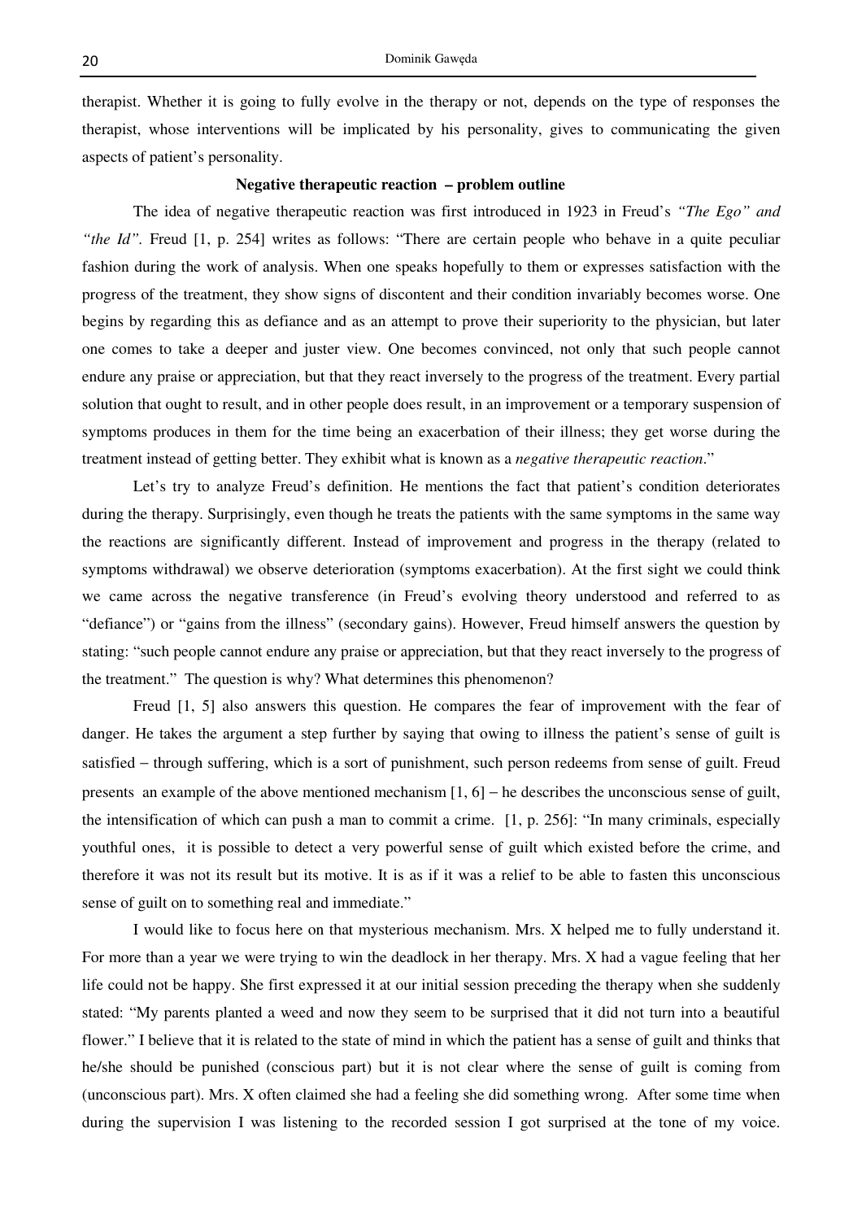therapist. Whether it is going to fully evolve in the therapy or not, depends on the type of responses the therapist, whose interventions will be implicated by his personality, gives to communicating the given aspects of patient's personality.

## Negative therapeutic reaction – problem outline

The idea of negative therapeutic reaction was first introduced in 1923 in Freud's *"The Ego" and "the Id"*. Freud [1, p. 254] writes as follows: "There are certain people who behave in a quite peculiar fashion during the work of analysis. When one speaks hopefully to them or expresses satisfaction with the progress of the treatment, they show signs of discontent and their condition invariably becomes worse. One begins by regarding this as defiance and as an attempt to prove their superiority to the physician, but later one comes to take a deeper and juster view. One becomes convinced, not only that such people cannot endure any praise or appreciation, but that they react inversely to the progress of the treatment. Every partial solution that ought to result, and in other people does result, in an improvement or a temporary suspension of symptoms produces in them for the time being an exacerbation of their illness; they get worse during the treatment instead of getting better. They exhibit what is known as a *negative therapeutic reaction*."

Let's try to analyze Freud's definition. He mentions the fact that patient's condition deteriorates during the therapy. Surprisingly, even though he treats the patients with the same symptoms in the same way the reactions are significantly different. Instead of improvement and progress in the therapy (related to symptoms withdrawal) we observe deterioration (symptoms exacerbation). At the first sight we could think we came across the negative transference (in Freud's evolving theory understood and referred to as "defiance") or "gains from the illness" (secondary gains). However, Freud himself answers the question by stating: "such people cannot endure any praise or appreciation, but that they react inversely to the progress of the treatment." The question is why? What determines this phenomenon?

Freud [1, 5] also answers this question. He compares the fear of improvement with the fear of danger. He takes the argument a step further by saying that owing to illness the patient's sense of guilt is satisfied – through suffering, which is a sort of punishment, such person redeems from sense of guilt. Freud presents an example of the above mentioned mechanism [1, 6] – he describes the unconscious sense of guilt, the intensification of which can push a man to commit a crime. [1, p. 256]: "In many criminals, especially youthful ones, it is possible to detect a very powerful sense of guilt which existed before the crime, and therefore it was not its result but its motive. It is as if it was a relief to be able to fasten this unconscious sense of guilt on to something real and immediate."

I would like to focus here on that mysterious mechanism. Mrs. X helped me to fully understand it. For more than a year we were trying to win the deadlock in her therapy. Mrs. X had a vague feeling that her life could not be happy. She first expressed it at our initial session preceding the therapy when she suddenly stated: "My parents planted a weed and now they seem to be surprised that it did not turn into a beautiful flower." I believe that it is related to the state of mind in which the patient has a sense of guilt and thinks that he/she should be punished (conscious part) but it is not clear where the sense of guilt is coming from (unconscious part). Mrs. X often claimed she had a feeling she did something wrong. After some time when during the supervision I was listening to the recorded session I got surprised at the tone of my voice.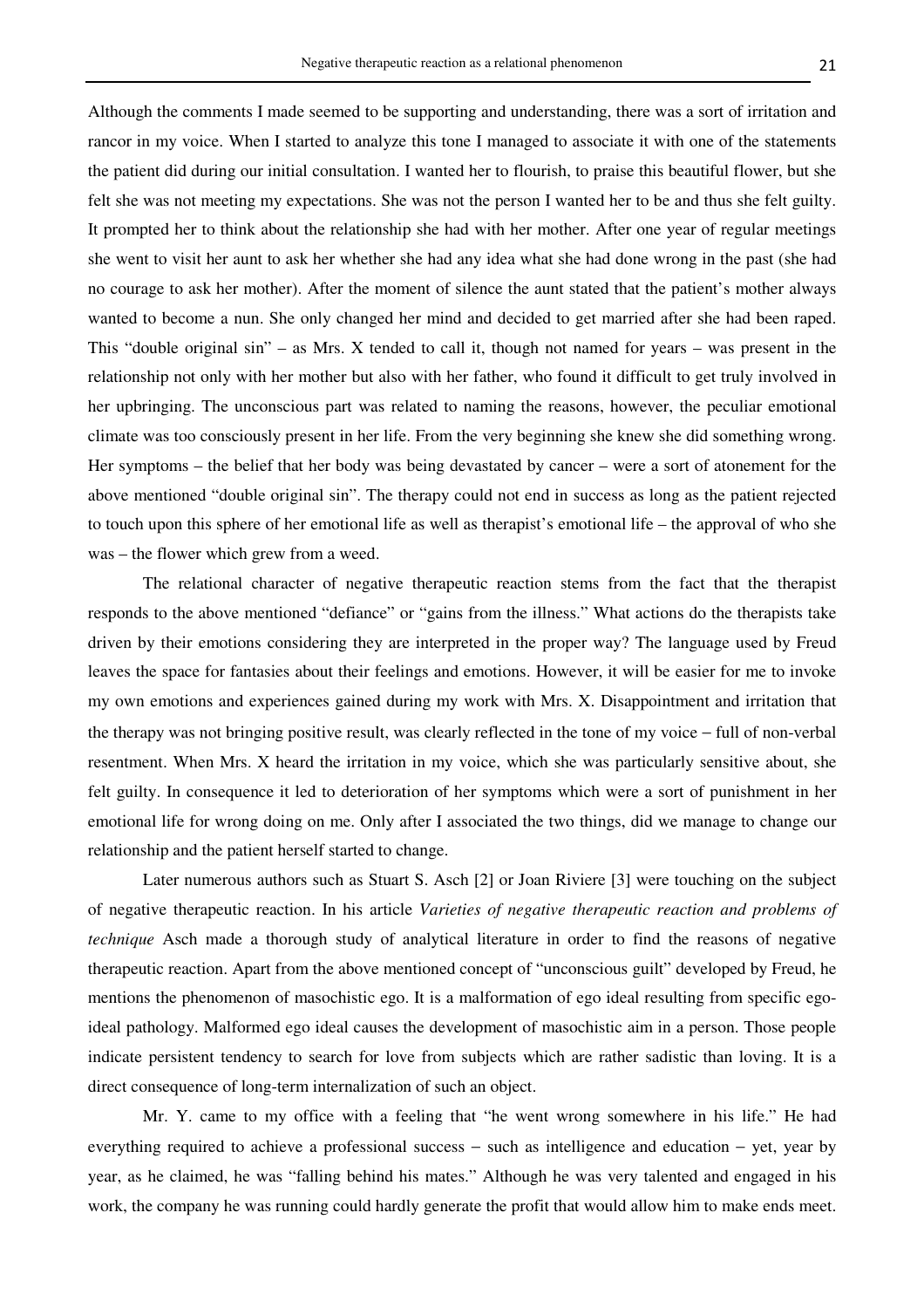Although the comments I made seemed to be supporting and understanding, there was a sort of irritation and rancor in my voice. When I started to analyze this tone I managed to associate it with one of the statements the patient did during our initial consultation. I wanted her to flourish, to praise this beautiful flower, but she felt she was not meeting my expectations. She was not the person I wanted her to be and thus she felt guilty. It prompted her to think about the relationship she had with her mother. After one year of regular meetings she went to visit her aunt to ask her whether she had any idea what she had done wrong in the past (she had no courage to ask her mother). After the moment of silence the aunt stated that the patient's mother always wanted to become a nun. She only changed her mind and decided to get married after she had been raped. This "double original sin" – as Mrs. X tended to call it, though not named for years – was present in the relationship not only with her mother but also with her father, who found it difficult to get truly involved in her upbringing. The unconscious part was related to naming the reasons, however, the peculiar emotional climate was too consciously present in her life. From the very beginning she knew she did something wrong. Her symptoms – the belief that her body was being devastated by cancer – were a sort of atonement for the above mentioned "double original sin". The therapy could not end in success as long as the patient rejected to touch upon this sphere of her emotional life as well as therapist's emotional life – the approval of who she was – the flower which grew from a weed.

The relational character of negative therapeutic reaction stems from the fact that the therapist responds to the above mentioned "defiance" or "gains from the illness." What actions do the therapists take driven by their emotions considering they are interpreted in the proper way? The language used by Freud leaves the space for fantasies about their feelings and emotions. However, it will be easier for me to invoke my own emotions and experiences gained during my work with Mrs. X. Disappointment and irritation that the therapy was not bringing positive result, was clearly reflected in the tone of my voice – full of non-verbal resentment. When Mrs. X heard the irritation in my voice, which she was particularly sensitive about, she felt guilty. In consequence it led to deterioration of her symptoms which were a sort of punishment in her emotional life for wrong doing on me. Only after I associated the two things, did we manage to change our relationship and the patient herself started to change.

Later numerous authors such as Stuart S. Asch [2] or Joan Riviere [3] were touching on the subject of negative therapeutic reaction. In his article *Varieties of negative therapeutic reaction and problems of technique* Asch made a thorough study of analytical literature in order to find the reasons of negative therapeutic reaction. Apart from the above mentioned concept of "unconscious guilt" developed by Freud, he mentions the phenomenon of masochistic ego. It is a malformation of ego ideal resulting from specific ego-ideal pathology. Malformed ego ideal causes the development of masochistic aim in a person. Those people indicate persistent tendency to search for love from subjects which are rather sadistic than loving. It is a direct consequence of long-term internalization of such an object.

Mr. Y. came to my office with a feeling that "he went wrong somewhere in his life." He had everything required to achieve a professional success – such as intelligence and education – yet, year by year, as he claimed, he was "falling behind his mates." Although he was very talented and engaged in his work, the company he was running could hardly generate the profit that would allow him to make ends meet.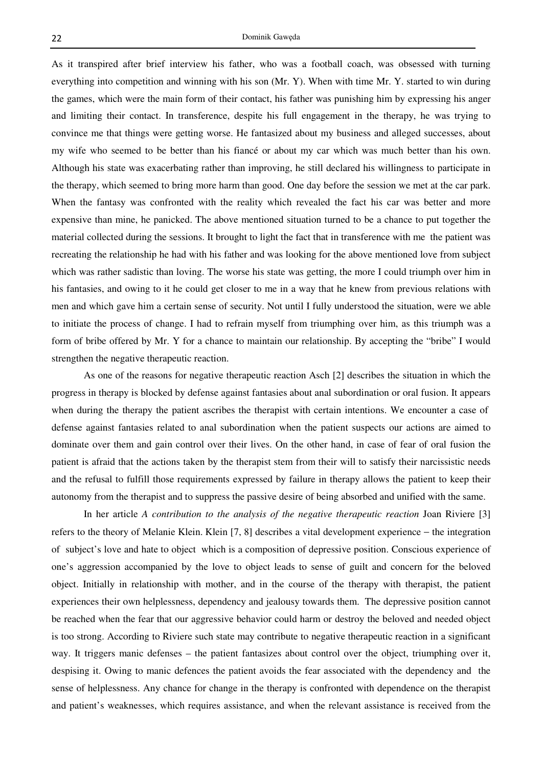As it transpired after brief interview his father, who was a football coach, was obsessed with turning everything into competition and winning with his son (Mr. Y). When with time Mr. Y. started to win during the games, which were the main form of their contact, his father was punishing him by expressing his anger and limiting their contact. In transference, despite his full engagement in the therapy, he was trying to convince me that things were getting worse. He fantasized about my business and alleged successes, about my wife who seemed to be better than his fiancé or about my car which was much better than his own. Although his state was exacerbating rather than improving, he still declared his willingness to participate in the therapy, which seemed to bring more harm than good. One day before the session we met at the car park. When the fantasy was confronted with the reality which revealed the fact his car was better and more expensive than mine, he panicked. The above mentioned situation turned to be a chance to put together the material collected during the sessions. It brought to light the fact that in transference with me the patient was recreating the relationship he had with his father and was looking for the above mentioned love from subject which was rather sadistic than loving. The worse his state was getting, the more I could triumph over him in his fantasies, and owing to it he could get closer to me in a way that he knew from previous relations with men and which gave him a certain sense of security. Not until I fully understood the situation, were we able to initiate the process of change. I had to refrain myself from triumphing over him, as this triumph was a form of bribe offered by Mr. Y for a chance to maintain our relationship. By accepting the "bribe" I would strengthen the negative therapeutic reaction.

As one of the reasons for negative therapeutic reaction Asch [2] describes the situation in which the progress in therapy is blocked by defense against fantasies about anal subordination or oral fusion. It appears when during the therapy the patient ascribes the therapist with certain intentions. We encounter a case of defense against fantasies related to anal subordination when the patient suspects our actions are aimed to dominate over them and gain control over their lives. On the other hand, in case of fear of oral fusion the patient is afraid that the actions taken by the therapist stem from their will to satisfy their narcissistic needs and the refusal to fulfill those requirements expressed by failure in therapy allows the patient to keep their autonomy from the therapist and to suppress the passive desire of being absorbed and unified with the same.

In her article *A contribution to the analysis of the negative therapeutic reaction* Joan Riviere [3] refers to the theory of Melanie Klein. Klein [7, 8] describes a vital development experience – the integration of subject's love and hate to object which is a composition of depressive position. Conscious experience of one's aggression accompanied by the love to object leads to sense of guilt and concern for the beloved object. Initially in relationship with mother, and in the course of the therapy with therapist, the patient experiences their own helplessness, dependency and jealousy towards them. The depressive position cannot be reached when the fear that our aggressive behavior could harm or destroy the beloved and needed object is too strong. According to Riviere such state may contribute to negative therapeutic reaction in a significant way. It triggers manic defenses – the patient fantasizes about control over the object, triumphing over it, despising it. Owing to manic defences the patient avoids the fear associated with the dependency and the sense of helplessness. Any chance for change in the therapy is confronted with dependence on the therapist and patient's weaknesses, which requires assistance, and when the relevant assistance is received from the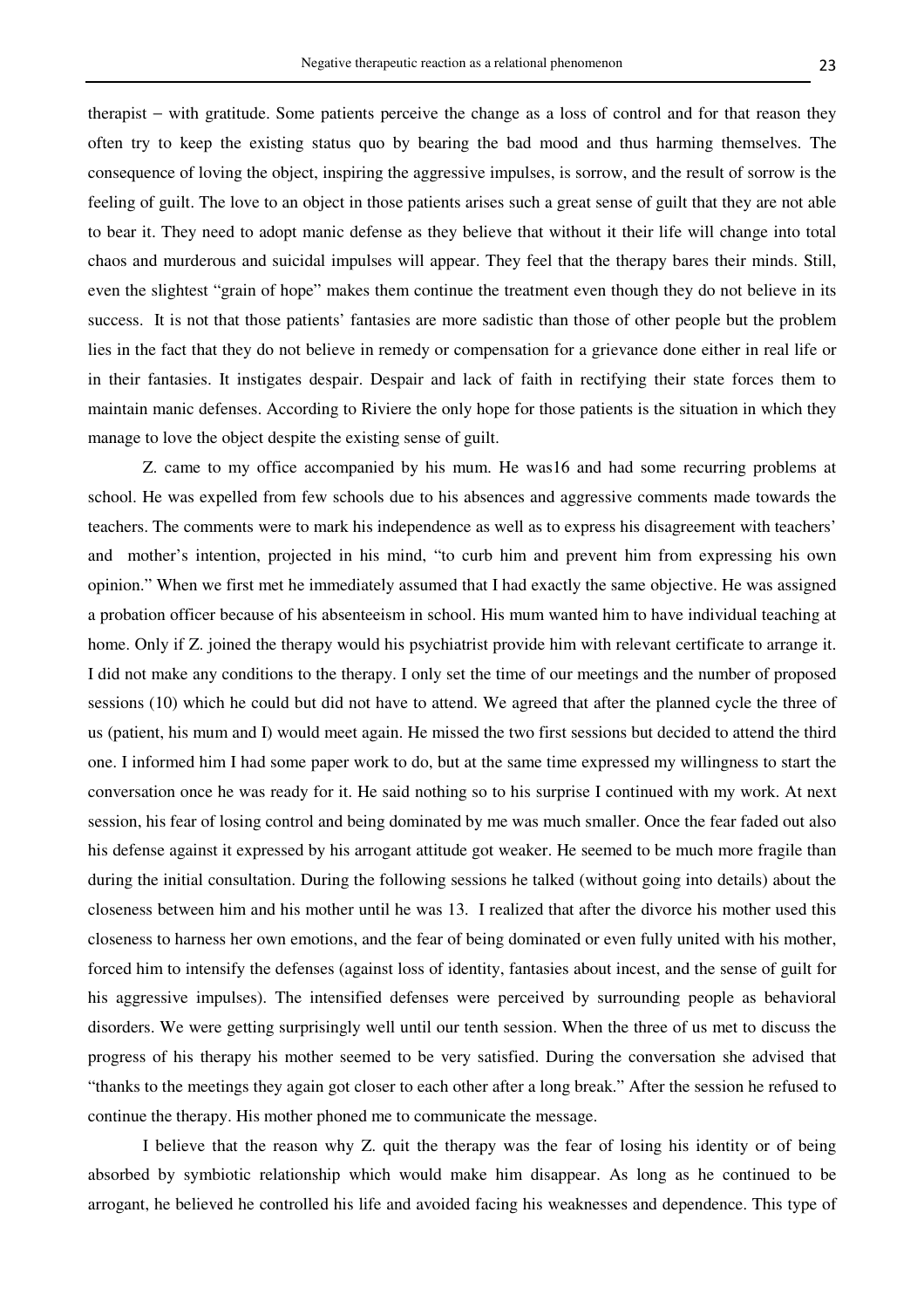therapist – with gratitude. Some patients perceive the change as a loss of control and for that reason they often try to keep the existing status quo by bearing the bad mood and thus harming themselves. The consequence of loving the object, inspiring the aggressive impulses, is sorrow, and the result of sorrow is the feeling of guilt. The love to an object in those patients arises such a great sense of guilt that they are not able to bear it. They need to adopt manic defense as they believe that without it their life will change into total chaos and murderous and suicidal impulses will appear. They feel that the therapy bares their minds. Still, even the slightest "grain of hope" makes them continue the treatment even though they do not believe in its success. It is not that those patients' fantasies are more sadistic than those of other people but the problem lies in the fact that they do not believe in remedy or compensation for a grievance done either in real life or in their fantasies. It instigates despair. Despair and lack of faith in rectifying their state forces them to maintain manic defenses. According to Riviere the only hope for those patients is the situation in which they manage to love the object despite the existing sense of guilt.

Z. came to my office accompanied by his mum. He was16 and had some recurring problems at school. He was expelled from few schools due to his absences and aggressive comments made towards the teachers. The comments were to mark his independence as well as to express his disagreement with teachers' and mother's intention, projected in his mind, "to curb him and prevent him from expressing his own opinion." When we first met he immediately assumed that I had exactly the same objective. He was assigned a probation officer because of his absenteeism in school. His mum wanted him to have individual teaching at home. Only if Z. joined the therapy would his psychiatrist provide him with relevant certificate to arrange it. I did not make any conditions to the therapy. I only set the time of our meetings and the number of proposed sessions (10) which he could but did not have to attend. We agreed that after the planned cycle the three of us (patient, his mum and I) would meet again. He missed the two first sessions but decided to attend the third one. I informed him I had some paper work to do, but at the same time expressed my willingness to start the conversation once he was ready for it. He said nothing so to his surprise I continued with my work. At next session, his fear of losing control and being dominated by me was much smaller. Once the fear faded out also his defense against it expressed by his arrogant attitude got weaker. He seemed to be much more fragile than during the initial consultation. During the following sessions he talked (without going into details) about the closeness between him and his mother until he was 13. I realized that after the divorce his mother used this closeness to harness her own emotions, and the fear of being dominated or even fully united with his mother, forced him to intensify the defenses (against loss of identity, fantasies about incest, and the sense of guilt for his aggressive impulses). The intensified defenses were perceived by surrounding people as behavioral disorders. We were getting surprisingly well until our tenth session. When the three of us met to discuss the progress of his therapy his mother seemed to be very satisfied. During the conversation she advised that "thanks to the meetings they again got closer to each other after a long break." After the session he refused to continue the therapy. His mother phoned me to communicate the message.

I believe that the reason why Z. quit the therapy was the fear of losing his identity or of being absorbed by symbiotic relationship which would make him disappear. As long as he continued to be arrogant, he believed he controlled his life and avoided facing his weaknesses and dependence. This type of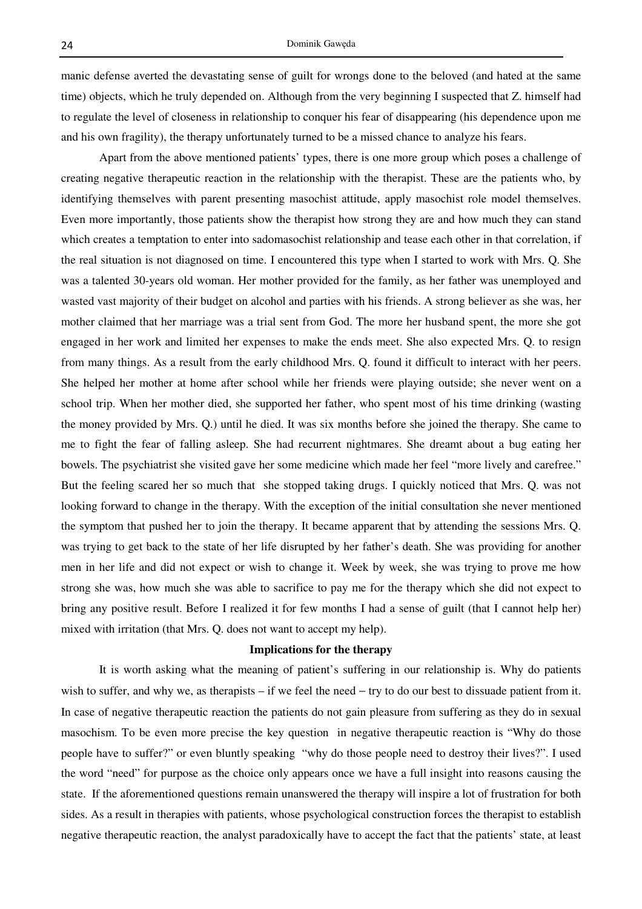manic defense averted the devastating sense of guilt for wrongs done to the beloved (and hated at the same time) objects, which he truly depended on. Although from the very beginning I suspected that Z. himself had to regulate the level of closeness in relationship to conquer his fear of disappearing (his dependence upon me and his own fragility), the therapy unfortunately turned to be a missed chance to analyze his fears.

Apart from the above mentioned patients' types, there is one more group which poses a challenge of creating negative therapeutic reaction in the relationship with the therapist. These are the patients who, by identifying themselves with parent presenting masochist attitude, apply masochist role model themselves. Even more importantly, those patients show the therapist how strong they are and how much they can stand which creates a temptation to enter into sadomasochist relationship and tease each other in that correlation, if the real situation is not diagnosed on time. I encountered this type when I started to work with Mrs. Q. She was a talented 30-years old woman. Her mother provided for the family, as her father was unemployed and wasted vast majority of their budget on alcohol and parties with his friends. A strong believer as she was, her mother claimed that her marriage was a trial sent from God. The more her husband spent, the more she got engaged in her work and limited her expenses to make the ends meet. She also expected Mrs. Q. to resign from many things. As a result from the early childhood Mrs. Q. found it difficult to interact with her peers. She helped her mother at home after school while her friends were playing outside; she never went on a school trip. When her mother died, she supported her father, who spent most of his time drinking (wasting the money provided by Mrs. Q.) until he died. It was six months before she joined the therapy. She came to me to fight the fear of falling asleep. She had recurrent nightmares. She dreamt about a bug eating her bowels. The psychiatrist she visited gave her some medicine which made her feel "more lively and carefree." But the feeling scared her so much that she stopped taking drugs. I quickly noticed that Mrs. Q. was not looking forward to change in the therapy. With the exception of the initial consultation she never mentioned the symptom that pushed her to join the therapy. It became apparent that by attending the sessions Mrs. Q. was trying to get back to the state of her life disrupted by her father's death. She was providing for another men in her life and did not expect or wish to change it. Week by week, she was trying to prove me how strong she was, how much she was able to sacrifice to pay me for the therapy which she did not expect to bring any positive result. Before I realized it for few months I had a sense of guilt (that I cannot help her) mixed with irritation (that Mrs. Q. does not want to accept my help).

## Implications for the therapy

It is worth asking what the meaning of patient's suffering in our relationship is. Why do patients wish to suffer, and why we, as therapists – if we feel the need – try to do our best to dissuade patient from it. In case of negative therapeutic reaction the patients do not gain pleasure from suffering as they do in sexual masochism. To be even more precise the key question in negative therapeutic reaction is "Why do those people have to suffer?" or even bluntly speaking "why do those people need to destroy their lives?". I used the word "need" for purpose as the choice only appears once we have a full insight into reasons causing the state. If the aforementioned questions remain unanswered the therapy will inspire a lot of frustration for both sides. As a result in therapies with patients, whose psychological construction forces the therapist to establish negative therapeutic reaction, the analyst paradoxically have to accept the fact that the patients' state, at least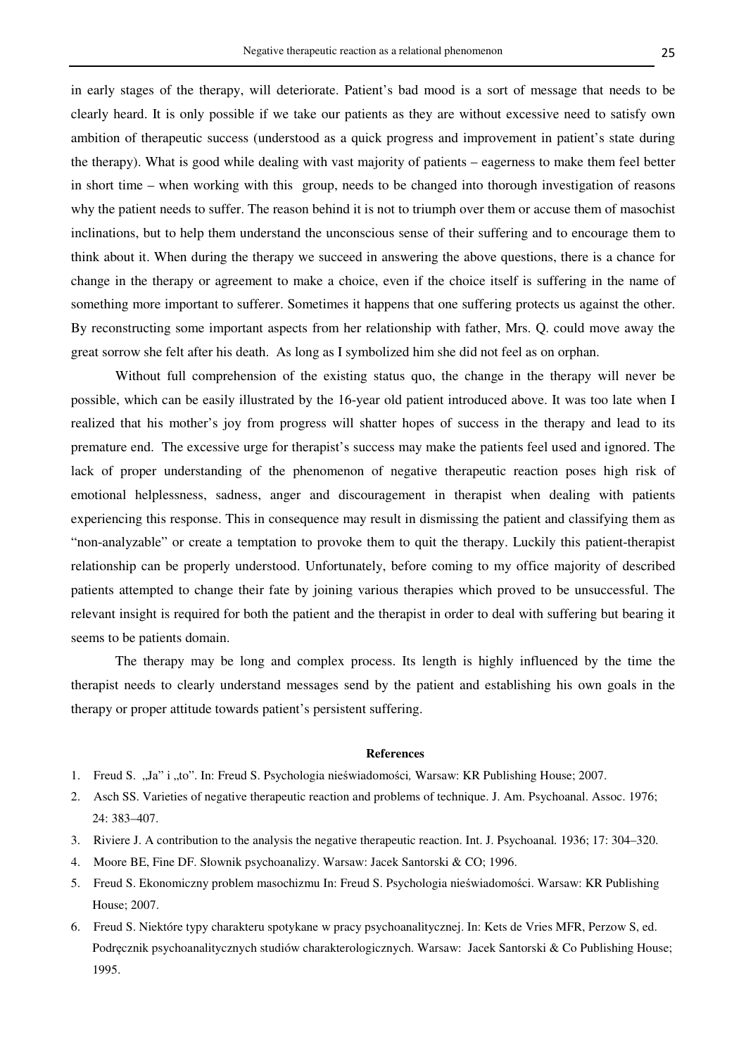in early stages of the therapy, will deteriorate. Patient's bad mood is a sort of message that needs to be clearly heard. It is only possible if we take our patients as they are without excessive need to satisfy own ambition of therapeutic success (understood as a quick progress and improvement in patient's state during the therapy). What is good while dealing with vast majority of patients – eagerness to make them feel better in short time – when working with this group, needs to be changed into thorough investigation of reasons why the patient needs to suffer. The reason behind it is not to triumph over them or accuse them of masochist inclinations, but to help them understand the unconscious sense of their suffering and to encourage them to think about it. When during the therapy we succeed in answering the above questions, there is a chance for change in the therapy or agreement to make a choice, even if the choice itself is suffering in the name of something more important to sufferer. Sometimes it happens that one suffering protects us against the other. By reconstructing some important aspects from her relationship with father, Mrs. Q. could move away the great sorrow she felt after his death. As long as I symbolized him she did not feel as on orphan.

Without full comprehension of the existing status quo, the change in the therapy will never be possible, which can be easily illustrated by the 16-year old patient introduced above. It was too late when I realized that his mother's joy from progress will shatter hopes of success in the therapy and lead to its premature end. The excessive urge for therapist's success may make the patients feel used and ignored. The lack of proper understanding of the phenomenon of negative therapeutic reaction poses high risk of emotional helplessness, sadness, anger and discouragement in therapist when dealing with patients experiencing this response. This in consequence may result in dismissing the patient and classifying them as "non-analyzable" or create a temptation to provoke them to quit the therapy. Luckily this patient-therapist relationship can be properly understood. Unfortunately, before coming to my office majority of described patients attempted to change their fate by joining various therapies which proved to be unsuccessful. The relevant insight is required for both the patient and the therapist in order to deal with suffering but bearing it seems to be patients domain.

The therapy may be long and complex process. Its length is highly influenced by the time the therapist needs to clearly understand messages send by the patient and establishing his own goals in the therapy or proper attitude towards patient's persistent suffering.

**References**

1. Freud S. „Ja" i „to". In: Freud S. Psychologia nieświadomości, Warsaw: KR Publishing House; 2007.
2. Asch SS. Varieties of negative therapeutic reaction and problems of technique. J. Am. Psychoanal. Assoc. 1976; 24: 383–407.
3. Riviere J. A contribution to the analysis the negative therapeutic reaction. Int. J. Psychoanal. 1936; 17: 304–320.
4. Moore BE, Fine DF. Słownik psychoanalizy. Warsaw: Jacek Santorski & CO; 1996.
5. Freud S. Ekonomiczny problem masochizmu In: Freud S. Psychologia nieświadomości. Warsaw: KR Publishing House; 2007.
6. Freud S. Niektóre typy charakteru spotykane w pracy psychoanalitycznej. In: Kets de Vries MFR, Perzow S, ed. Podręcznik psychoanalitycznych studiów charakterologicznych. Warsaw: Jacek Santorski & Co Publishing House; 1995.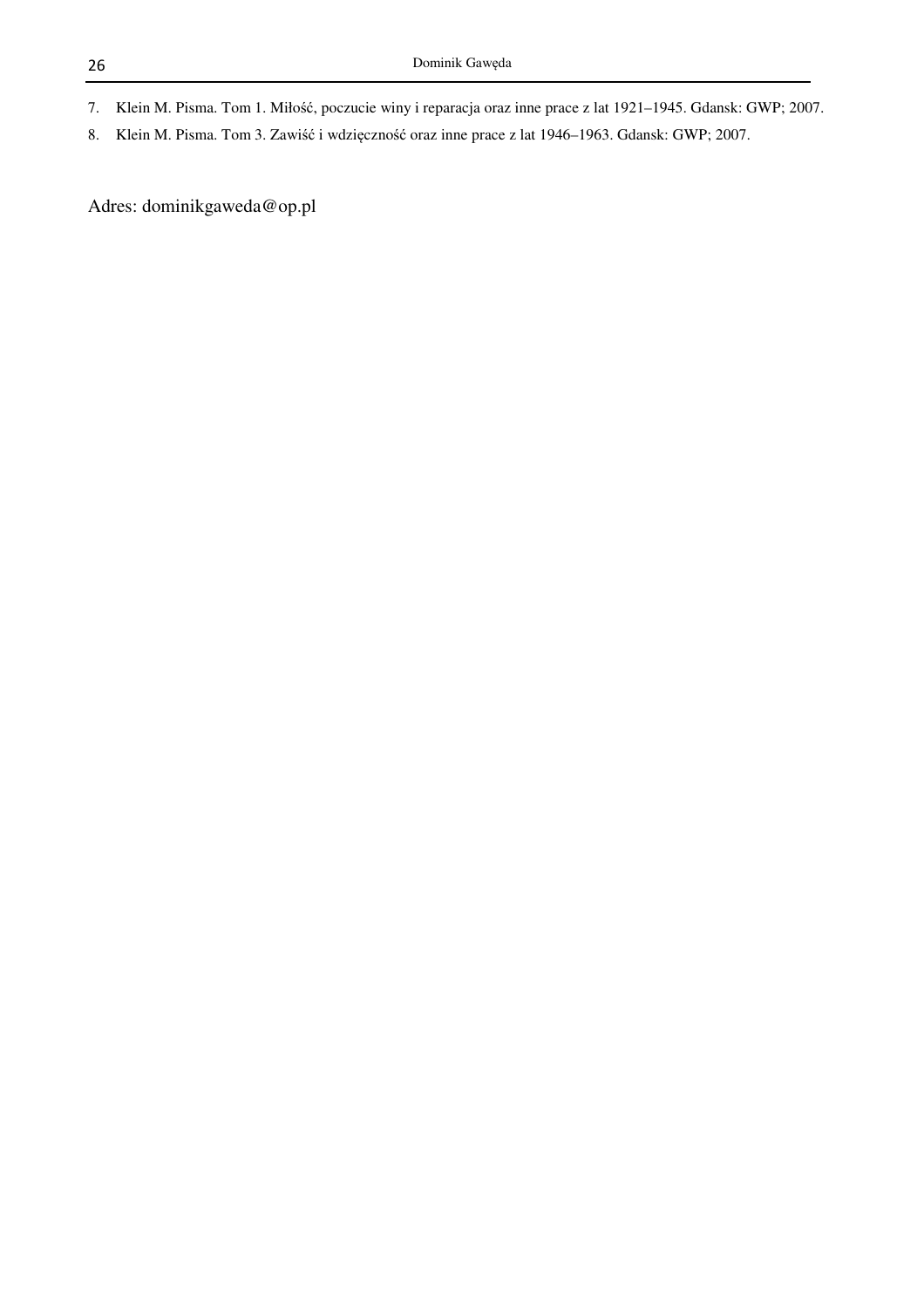7. Klein M. Pisma. Tom 1. Miłość, poczucie winy i reparacja oraz inne prace z lat 1921–1945. Gdansk: GWP; 2007.
8. Klein M. Pisma. Tom 3. Zawiść i wdzięczność oraz inne prace z lat 1946–1963. Gdansk: GWP; 2007.

Adres: dominikgaweda@op.pl